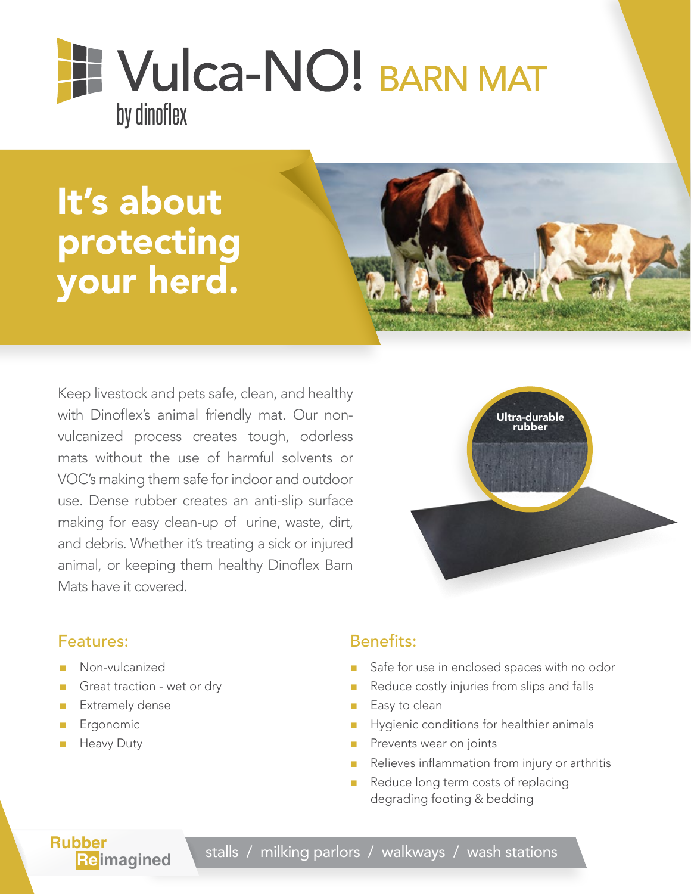# Vulca-NO! BARN MAT

by dinoflex

## It's about protecting your herd.

Keep livestock and pets safe, clean, and healthy with Dinoflex's animal friendly mat. Our non-vulcanized process creates tough, odorless mats without the use of harmful solvents or VOC's making them safe for indoor and outdoor use. Dense rubber creates an anti-slip surface making for easy clean-up of urine, waste, dirt, and debris. Whether it's treating a sick or injured animal, or keeping them healthy Dinoflex Barn Mats have it covered.

Ultra-durable rubber

### Features:

- Non-vulcanized
- Great traction - wet or dry
- Extremely dense
- Ergonomic
- Heavy Duty

### Benefits:

- Safe for use in enclosed spaces with no odor
- Reduce costly injuries from slips and falls
- Easy to clean
- Hygienic conditions for healthier animals
- Prevents wear on joints
- Relieves inflammation from injury or arthritis
- Reduce long term costs of replacing degrading footing & bedding

Rubber Reimagined

stalls / milking parlors / walkways / wash stations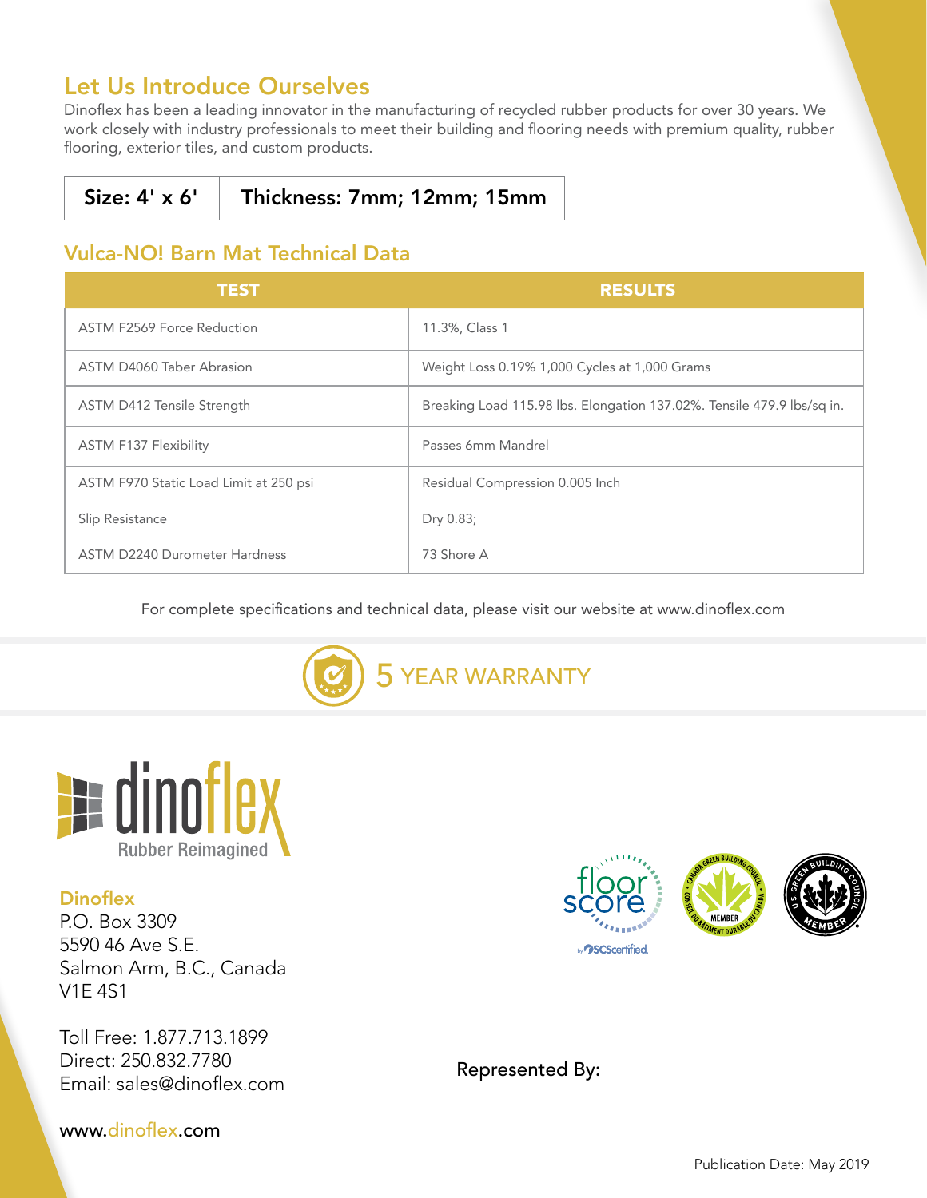## Let Us Introduce Ourselves

Dinoflex has been a leading innovator in the manufacturing of recycled rubber products for over 30 years. We work closely with industry professionals to meet their building and flooring needs with premium quality, rubber flooring, exterior tiles, and custom products.

| Size: 4' x 6' | Thickness: 7mm; 12mm; 15mm |
|---|---|

## Vulca-NO! Barn Mat Technical Data

| TEST | RESULTS |
|---|---|
| ASTM F2569 Force Reduction | 11.3%, Class 1 |
| ASTM D4060 Taber Abrasion | Weight Loss 0.19% 1,000 Cycles at 1,000 Grams |
| ASTM D412 Tensile Strength | Breaking Load 115.98 lbs. Elongation 137.02%. Tensile 479.9 lbs/sq in. |
| ASTM F137 Flexibility | Passes 6mm Mandrel |
| ASTM F970 Static Load Limit at 250 psi | Residual Compression 0.005 Inch |
| Slip Resistance | Dry 0.83; |
| ASTM D2240 Durometer Hardness | 73 Shore A |

For complete specifications and technical data, please visit our website at www.dinoflex.com

5 YEAR WARRANTY

dinoflex
Rubber Reimagined

**Dinoflex**
P.O. Box 3309
5590 46 Ave S.E.
Salmon Arm, B.C., Canada
V1E 4S1

Toll Free: 1.877.713.1899
Direct: 250.832.7780
Email: sales@dinoflex.com

www.dinoflex.com

Represented By:

Publication Date: May 2019